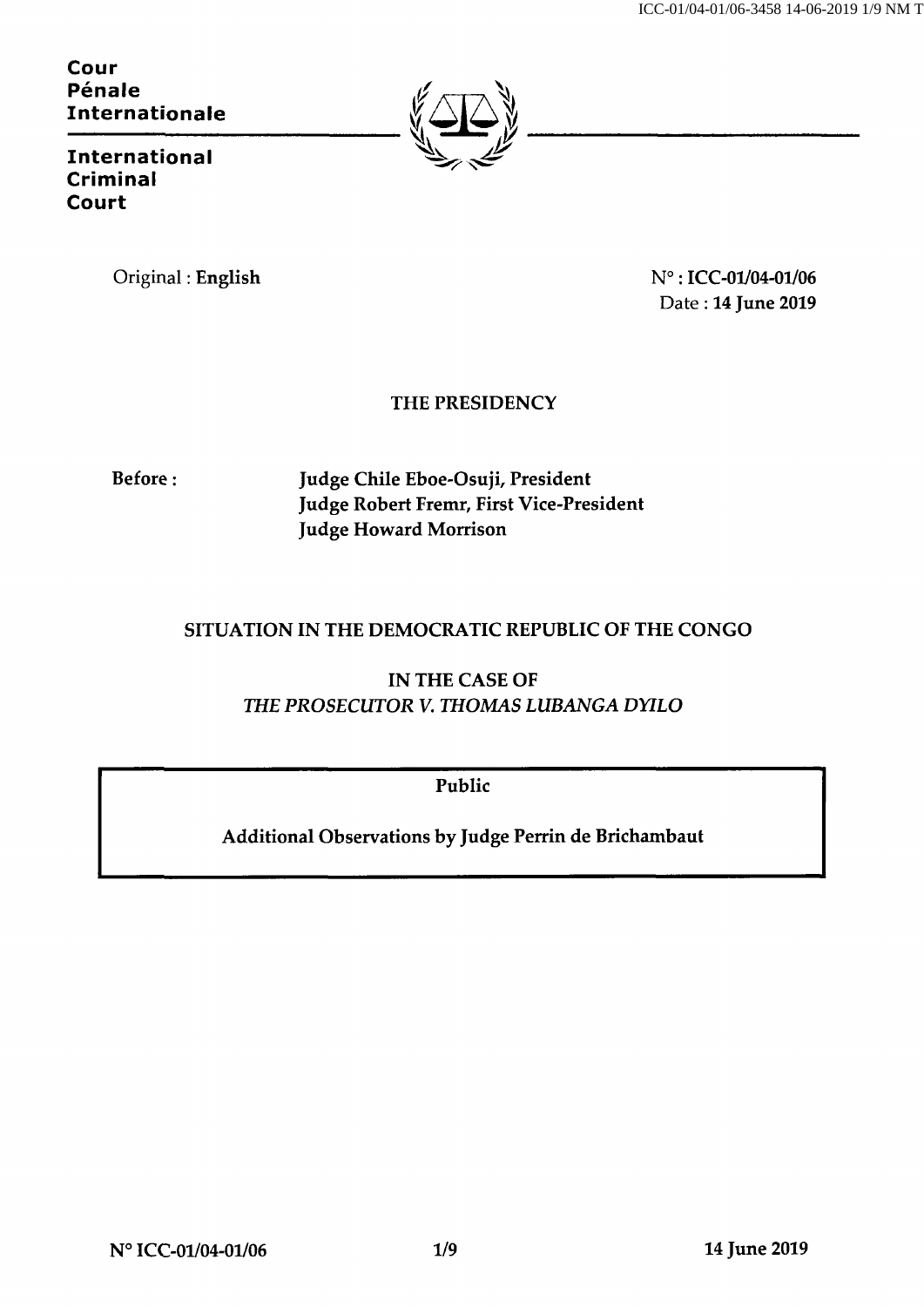**Cour Pénale Internationale**

**International Criminal Court**

Original : **English**

N° : **ICC-01/04-01/06**
Date : **14 June 2019**

**THE PRESIDENCY**

**Before :**

**Judge Chile Eboe-Osuji, President**
**Judge Robert Fremr, First Vice-President**
**Judge Howard Morrison**

**SITUATION IN THE DEMOCRATIC REPUBLIC OF THE CONGO**

**IN THE CASE OF**
***THE PROSECUTOR V. THOMAS LUBANGA DYILO***

**Public**

**Additional Observations by Judge Perrin de Brichambaut**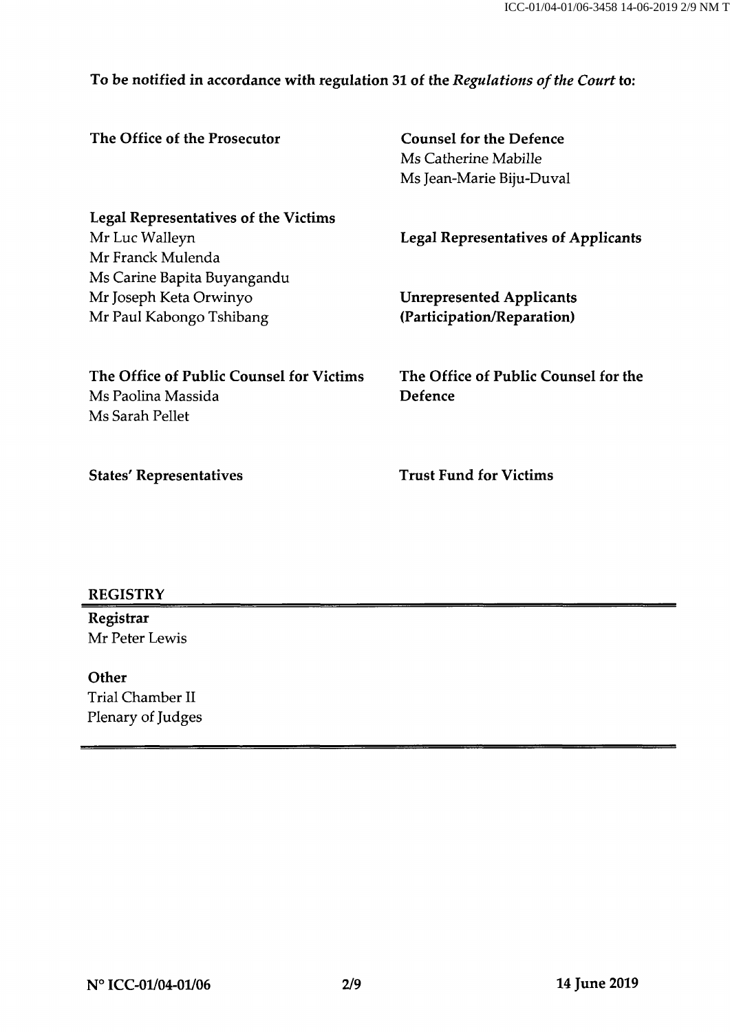**To be notified in accordance with regulation 31 of the *Regulations of the Court* to:**

**The Office of the Prosecutor**

**Counsel for the Defence**
Ms Catherine Mabille
Ms Jean-Marie Biju-Duval

**Legal Representatives of the Victims**
Mr Luc Walleyn
Mr Franck Mulenda
Ms Carine Bapita Buyangandu
Mr Joseph Keta Orwinyo
Mr Paul Kabongo Tshibang

**Legal Representatives of Applicants**

**Unrepresented Applicants (Participation/Reparation)**

**The Office of Public Counsel for Victims**
Ms Paolina Massida
Ms Sarah Pellet

**The Office of Public Counsel for the Defence**

**States' Representatives**

**Trust Fund for Victims**

**REGISTRY**

**Registrar**
Mr Peter Lewis

**Other**
Trial Chamber II
Plenary of Judges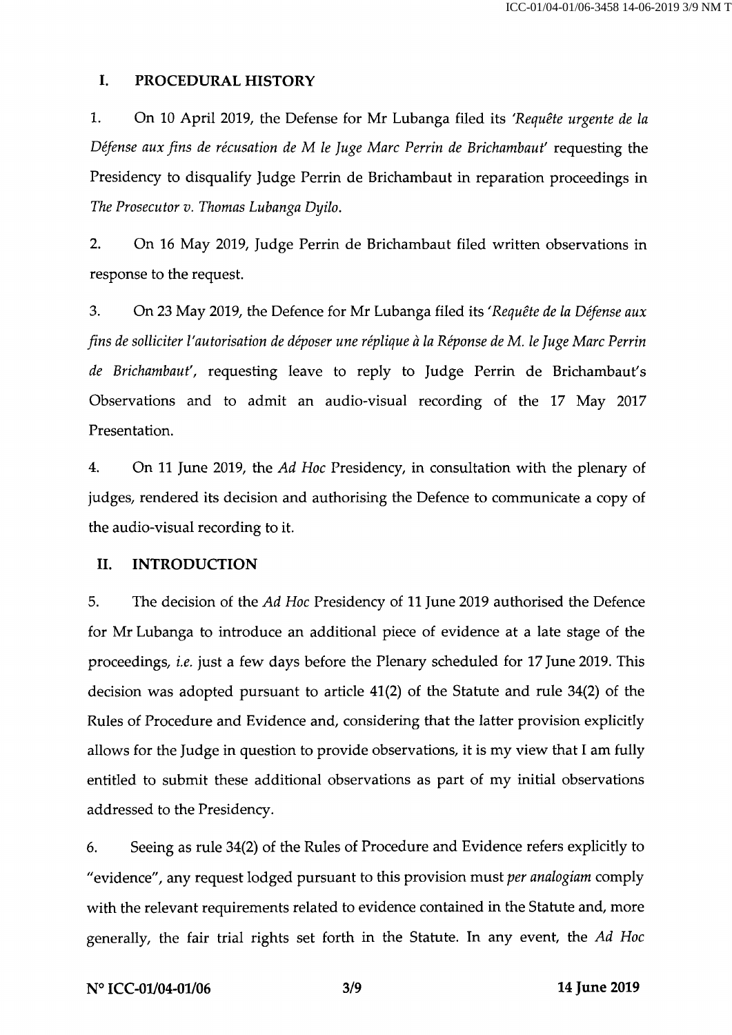## I. PROCEDURAL HISTORY

1. On 10 April 2019, the Defense for Mr Lubanga filed its *'Requête urgente de la Défense aux fins de récusation de M le Juge Marc Perrin de Brichambaut'* requesting the Presidency to disqualify Judge Perrin de Brichambaut in reparation proceedings in *The Prosecutor v. Thomas Lubanga Dyilo*.

2. On 16 May 2019, Judge Perrin de Brichambaut filed written observations in response to the request.

3. On 23 May 2019, the Defence for Mr Lubanga filed its *'Requête de la Défense aux fins de solliciter l'autorisation de déposer une réplique à la Réponse de M. le Juge Marc Perrin de Brichambaut'*, requesting leave to reply to Judge Perrin de Brichambaut's Observations and to admit an audio-visual recording of the 17 May 2017 Presentation.

4. On 11 June 2019, the *Ad Hoc* Presidency, in consultation with the plenary of judges, rendered its decision and authorising the Defence to communicate a copy of the audio-visual recording to it.

## II. INTRODUCTION

5. The decision of the *Ad Hoc* Presidency of 11 June 2019 authorised the Defence for Mr Lubanga to introduce an additional piece of evidence at a late stage of the proceedings, *i.e.* just a few days before the Plenary scheduled for 17 June 2019. This decision was adopted pursuant to article 41(2) of the Statute and rule 34(2) of the Rules of Procedure and Evidence and, considering that the latter provision explicitly allows for the Judge in question to provide observations, it is my view that I am fully entitled to submit these additional observations as part of my initial observations addressed to the Presidency.

6. Seeing as rule 34(2) of the Rules of Procedure and Evidence refers explicitly to "evidence", any request lodged pursuant to this provision must *per analogiam* comply with the relevant requirements related to evidence contained in the Statute and, more generally, the fair trial rights set forth in the Statute. In any event, the *Ad Hoc*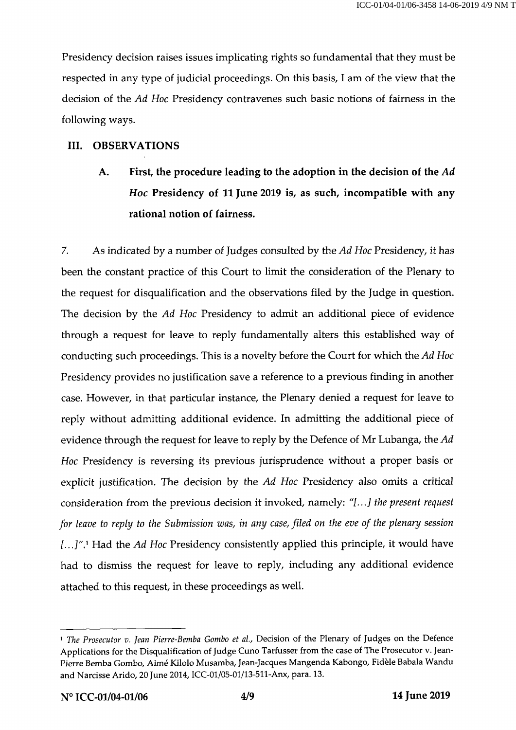Presidency decision raises issues implicating rights so fundamental that they must be respected in any type of judicial proceedings. On this basis, I am of the view that the decision of the *Ad Hoc* Presidency contravenes such basic notions of fairness in the following ways.

## III. OBSERVATIONS

### A. First, the procedure leading to the adoption in the decision of the *Ad Hoc* Presidency of 11 June 2019 is, as such, incompatible with any rational notion of fairness.

7. As indicated by a number of Judges consulted by the *Ad Hoc* Presidency, it has been the constant practice of this Court to limit the consideration of the Plenary to the request for disqualification and the observations filed by the Judge in question. The decision by the *Ad Hoc* Presidency to admit an additional piece of evidence through a request for leave to reply fundamentally alters this established way of conducting such proceedings. This is a novelty before the Court for which the *Ad Hoc* Presidency provides no justification save a reference to a previous finding in another case. However, in that particular instance, the Plenary denied a request for leave to reply without admitting additional evidence. In admitting the additional piece of evidence through the request for leave to reply by the Defence of Mr Lubanga, the *Ad Hoc* Presidency is reversing its previous jurisprudence without a proper basis or explicit justification. The decision by the *Ad Hoc* Presidency also omits a critical consideration from the previous decision it invoked, namely: *"[...] the present request for leave to reply to the Submission was, in any case, filed on the eve of the plenary session [...]"*.[1] Had the *Ad Hoc* Presidency consistently applied this principle, it would have had to dismiss the request for leave to reply, including any additional evidence attached to this request, in these proceedings as well.

---

[1] *The Prosecutor v. Jean Pierre-Bemba Gombo et al.*, Decision of the Plenary of Judges on the Defence Applications for the Disqualification of Judge Cuno Tarfusser from the case of The Prosecutor v. Jean-Pierre Bemba Gombo, Aimé Kilolo Musamba, Jean-Jacques Mangenda Kabongo, Fidèle Babala Wandu and Narcisse Arido, 20 June 2014, ICC-01/05-01/13-511-Anx, para. 13.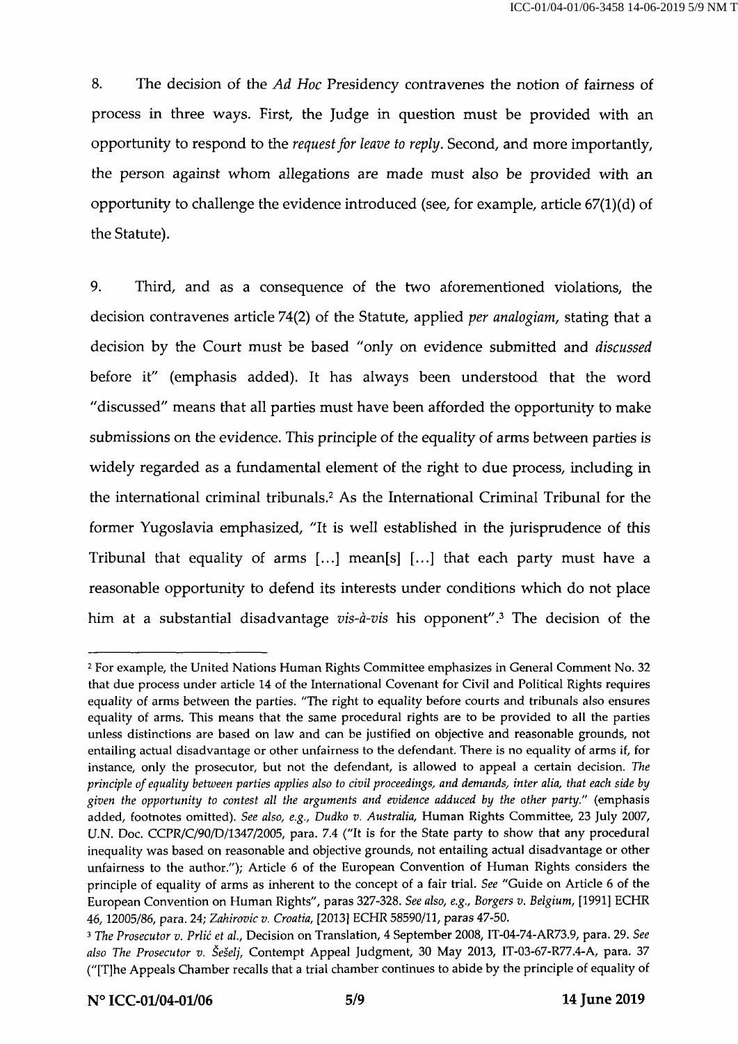8. The decision of the *Ad Hoc* Presidency contravenes the notion of fairness of process in three ways. First, the Judge in question must be provided with an opportunity to respond to the *request for leave to reply*. Second, and more importantly, the person against whom allegations are made must also be provided with an opportunity to challenge the evidence introduced (see, for example, article 67(1)(d) of the Statute).

9. Third, and as a consequence of the two aforementioned violations, the decision contravenes article 74(2) of the Statute, applied *per analogiam*, stating that a decision by the Court must be based "only on evidence submitted and *discussed* before it" (emphasis added). It has always been understood that the word "discussed" means that all parties must have been afforded the opportunity to make submissions on the evidence. This principle of the equality of arms between parties is widely regarded as a fundamental element of the right to due process, including in the international criminal tribunals.[2] As the International Criminal Tribunal for the former Yugoslavia emphasized, "It is well established in the jurisprudence of this Tribunal that equality of arms [...] mean[s] [...] that each party must have a reasonable opportunity to defend its interests under conditions which do not place him at a substantial disadvantage *vis-à-vis* his opponent".[3] The decision of the

---

[2] For example, the United Nations Human Rights Committee emphasizes in General Comment No. 32 that due process under article 14 of the International Covenant for Civil and Political Rights requires equality of arms between the parties. "The right to equality before courts and tribunals also ensures equality of arms. This means that the same procedural rights are to be provided to all the parties unless distinctions are based on law and can be justified on objective and reasonable grounds, not entailing actual disadvantage or other unfairness to the defendant. There is no equality of arms if, for instance, only the prosecutor, but not the defendant, is allowed to appeal a certain decision. *The principle of equality between parties applies also to civil proceedings, and demands, inter alia, that each side by given the opportunity to contest all the arguments and evidence adduced by the other party.*" (emphasis added, footnotes omitted). *See also, e.g., Dudko v. Australia*, Human Rights Committee, 23 July 2007, U.N. Doc. CCPR/C/90/D/1347/2005, para. 7.4 ("It is for the State party to show that any procedural inequality was based on reasonable and objective grounds, not entailing actual disadvantage or other unfairness to the author."); Article 6 of the European Convention of Human Rights considers the principle of equality of arms as inherent to the concept of a fair trial. *See* "Guide on Article 6 of the European Convention on Human Rights", paras 327-328. *See also, e.g., Borgers v. Belgium*, [1991] ECHR 46, 12005/86, para. 24; *Zahirovic v. Croatia*, [2013] ECHR 58590/11, paras 47-50.

[3] *The Prosecutor v. Prlić et al.*, Decision on Translation, 4 September 2008, IT-04-74-AR73.9, para. 29. *See also The Prosecutor v. Šešelj*, Contempt Appeal Judgment, 30 May 2013, IT-03-67-R77.4-A, para. 37 ("[T]he Appeals Chamber recalls that a trial chamber continues to abide by the principle of equality of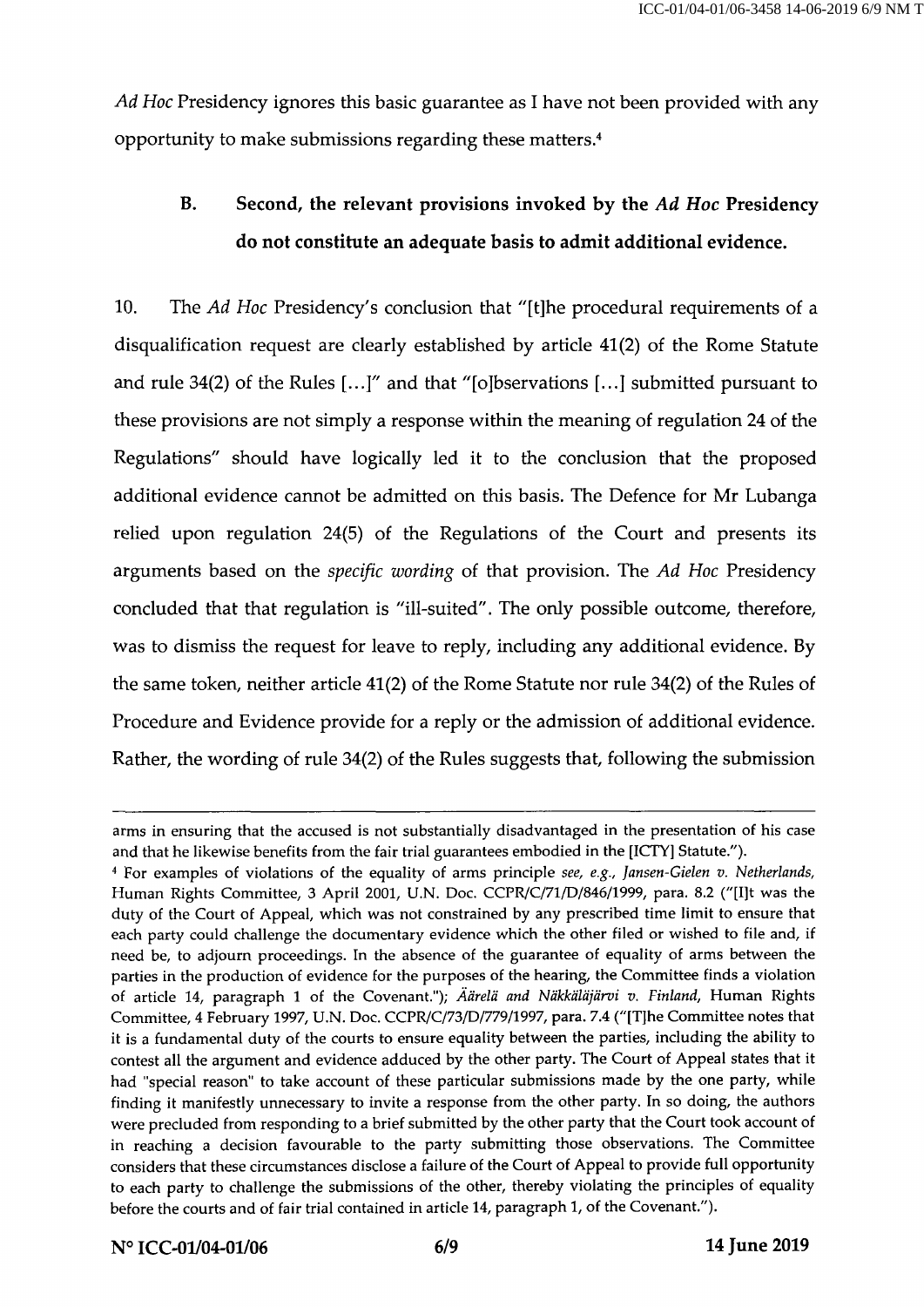*Ad Hoc* Presidency ignores this basic guarantee as I have not been provided with any opportunity to make submissions regarding these matters.[4]

### B. Second, the relevant provisions invoked by the *Ad Hoc* Presidency do not constitute an adequate basis to admit additional evidence.

10. The *Ad Hoc* Presidency's conclusion that "[t]he procedural requirements of a disqualification request are clearly established by article 41(2) of the Rome Statute and rule 34(2) of the Rules [...]" and that "[o]bservations [...] submitted pursuant to these provisions are not simply a response within the meaning of regulation 24 of the Regulations" should have logically led it to the conclusion that the proposed additional evidence cannot be admitted on this basis. The Defence for Mr Lubanga relied upon regulation 24(5) of the Regulations of the Court and presents its arguments based on the *specific wording* of that provision. The *Ad Hoc* Presidency concluded that that regulation is "ill-suited". The only possible outcome, therefore, was to dismiss the request for leave to reply, including any additional evidence. By the same token, neither article 41(2) of the Rome Statute nor rule 34(2) of the Rules of Procedure and Evidence provide for a reply or the admission of additional evidence. Rather, the wording of rule 34(2) of the Rules suggests that, following the submission

---

arms in ensuring that the accused is not substantially disadvantaged in the presentation of his case and that he likewise benefits from the fair trial guarantees embodied in the [ICTY] Statute.").

[4] For examples of violations of the equality of arms principle *see, e.g., Jansen-Gielen v. Netherlands*, Human Rights Committee, 3 April 2001, U.N. Doc. CCPR/C/71/D/846/1999, para. 8.2 ("[I]t was the duty of the Court of Appeal, which was not constrained by any prescribed time limit to ensure that each party could challenge the documentary evidence which the other filed or wished to file and, if need be, to adjourn proceedings. In the absence of the guarantee of equality of arms between the parties in the production of evidence for the purposes of the hearing, the Committee finds a violation of article 14, paragraph 1 of the Covenant."); *Äärelä and Näkkäläjärvi v. Finland*, Human Rights Committee, 4 February 1997, U.N. Doc. CCPR/C/73/D/779/1997, para. 7.4 ("[T]he Committee notes that it is a fundamental duty of the courts to ensure equality between the parties, including the ability to contest all the argument and evidence adduced by the other party. The Court of Appeal states that it had "special reason" to take account of these particular submissions made by the one party, while finding it manifestly unnecessary to invite a response from the other party. In so doing, the authors were precluded from responding to a brief submitted by the other party that the Court took account of in reaching a decision favourable to the party submitting those observations. The Committee considers that these circumstances disclose a failure of the Court of Appeal to provide full opportunity to each party to challenge the submissions of the other, thereby violating the principles of equality before the courts and of fair trial contained in article 14, paragraph 1, of the Covenant.").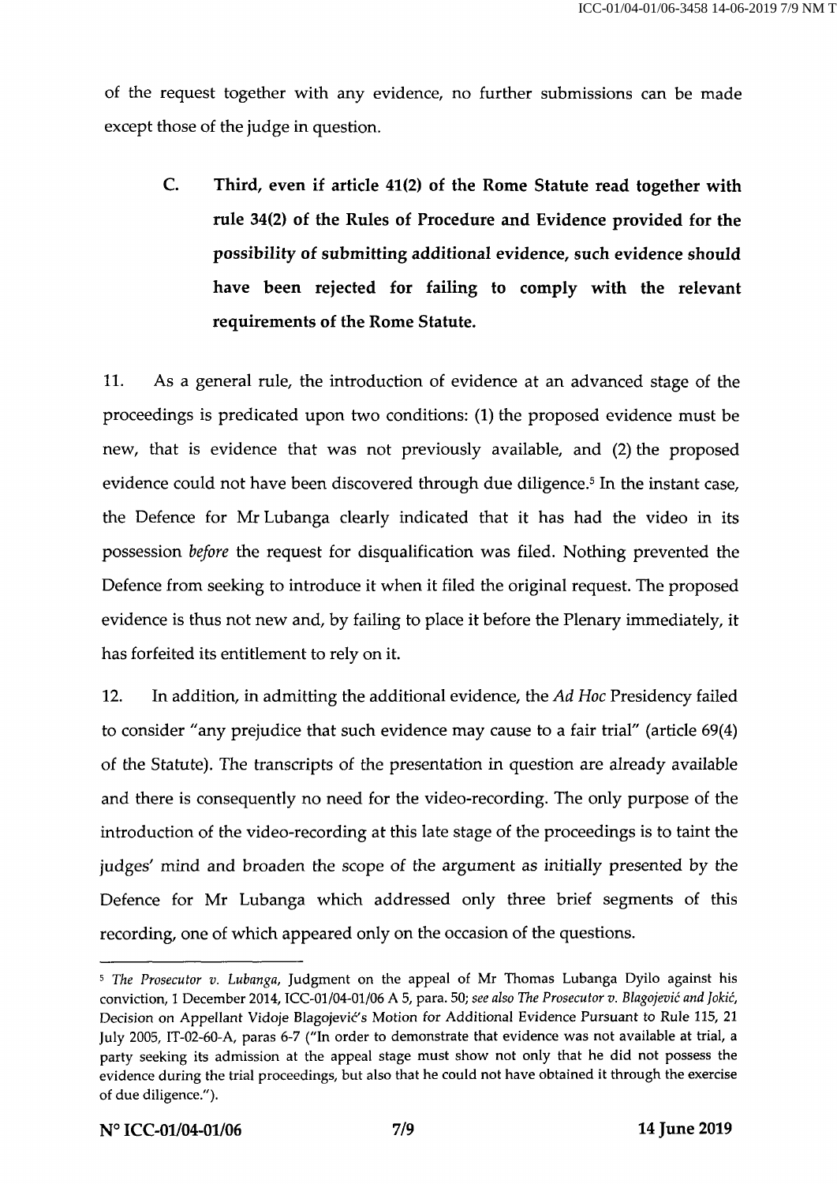of the request together with any evidence, no further submissions can be made except those of the judge in question.

**C. Third, even if article 41(2) of the Rome Statute read together with rule 34(2) of the Rules of Procedure and Evidence provided for the possibility of submitting additional evidence, such evidence should have been rejected for failing to comply with the relevant requirements of the Rome Statute.**

11. As a general rule, the introduction of evidence at an advanced stage of the proceedings is predicated upon two conditions: (1) the proposed evidence must be new, that is evidence that was not previously available, and (2) the proposed evidence could not have been discovered through due diligence.[5] In the instant case, the Defence for Mr Lubanga clearly indicated that it has had the video in its possession *before* the request for disqualification was filed. Nothing prevented the Defence from seeking to introduce it when it filed the original request. The proposed evidence is thus not new and, by failing to place it before the Plenary immediately, it has forfeited its entitlement to rely on it.

12. In addition, in admitting the additional evidence, the *Ad Hoc* Presidency failed to consider "any prejudice that such evidence may cause to a fair trial" (article 69(4) of the Statute). The transcripts of the presentation in question are already available and there is consequently no need for the video-recording. The only purpose of the introduction of the video-recording at this late stage of the proceedings is to taint the judges' mind and broaden the scope of the argument as initially presented by the Defence for Mr Lubanga which addressed only three brief segments of this recording, one of which appeared only on the occasion of the questions.

---

[5] *The Prosecutor v. Lubanga*, Judgment on the appeal of Mr Thomas Lubanga Dyilo against his conviction, 1 December 2014, ICC-01/04-01/06 A 5, para. 50; *see also The Prosecutor v. Blagojević and Jokić*, Decision on Appellant Vidoje Blagojević's Motion for Additional Evidence Pursuant to Rule 115, 21 July 2005, IT-02-60-A, paras 6-7 ("In order to demonstrate that evidence was not available at trial, a party seeking its admission at the appeal stage must show not only that he did not possess the evidence during the trial proceedings, but also that he could not have obtained it through the exercise of due diligence.").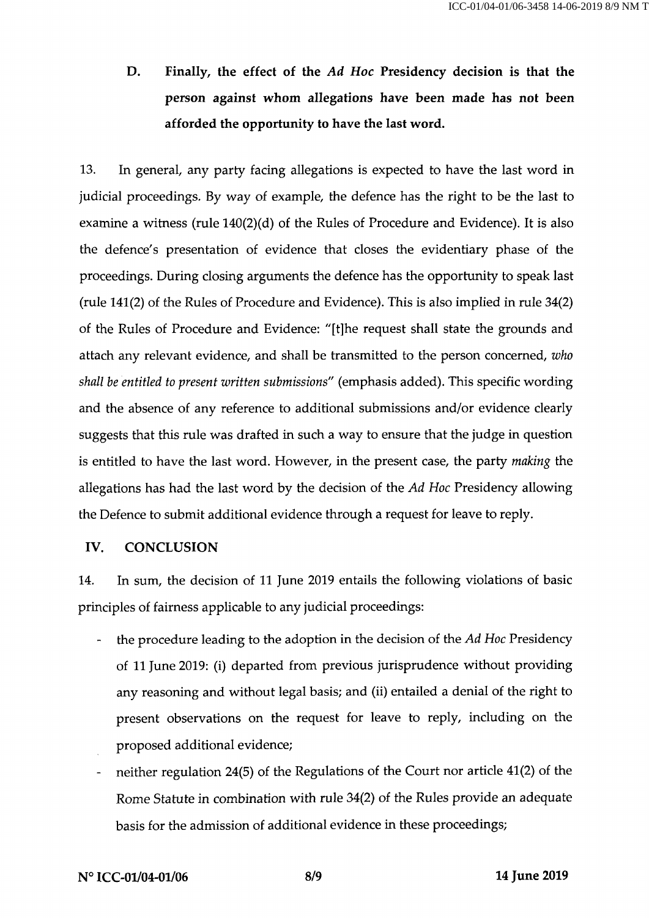### D. Finally, the effect of the *Ad Hoc* Presidency decision is that the person against whom allegations have been made has not been afforded the opportunity to have the last word.

13. In general, any party facing allegations is expected to have the last word in judicial proceedings. By way of example, the defence has the right to be the last to examine a witness (rule 140(2)(d) of the Rules of Procedure and Evidence). It is also the defence's presentation of evidence that closes the evidentiary phase of the proceedings. During closing arguments the defence has the opportunity to speak last (rule 141(2) of the Rules of Procedure and Evidence). This is also implied in rule 34(2) of the Rules of Procedure and Evidence: "[t]he request shall state the grounds and attach any relevant evidence, and shall be transmitted to the person concerned, *who shall be entitled to present written submissions*" (emphasis added). This specific wording and the absence of any reference to additional submissions and/or evidence clearly suggests that this rule was drafted in such a way to ensure that the judge in question is entitled to have the last word. However, in the present case, the party *making* the allegations has had the last word by the decision of the *Ad Hoc* Presidency allowing the Defence to submit additional evidence through a request for leave to reply.

## IV. CONCLUSION

14. In sum, the decision of 11 June 2019 entails the following violations of basic principles of fairness applicable to any judicial proceedings:

- the procedure leading to the adoption in the decision of the *Ad Hoc* Presidency of 11 June 2019: (i) departed from previous jurisprudence without providing any reasoning and without legal basis; and (ii) entailed a denial of the right to present observations on the request for leave to reply, including on the proposed additional evidence;
- neither regulation 24(5) of the Regulations of the Court nor article 41(2) of the Rome Statute in combination with rule 34(2) of the Rules provide an adequate basis for the admission of additional evidence in these proceedings;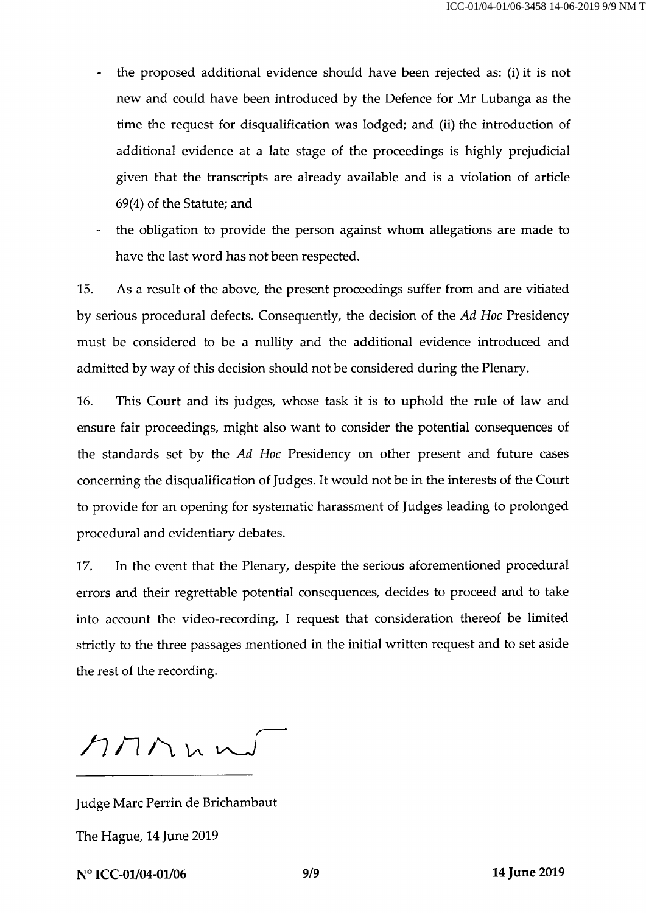- the proposed additional evidence should have been rejected as: (i) it is not new and could have been introduced by the Defence for Mr Lubanga as the time the request for disqualification was lodged; and (ii) the introduction of additional evidence at a late stage of the proceedings is highly prejudicial given that the transcripts are already available and is a violation of article 69(4) of the Statute; and
- the obligation to provide the person against whom allegations are made to have the last word has not been respected.

15. As a result of the above, the present proceedings suffer from and are vitiated by serious procedural defects. Consequently, the decision of the *Ad Hoc* Presidency must be considered to be a nullity and the additional evidence introduced and admitted by way of this decision should not be considered during the Plenary.

16. This Court and its judges, whose task it is to uphold the rule of law and ensure fair proceedings, might also want to consider the potential consequences of the standards set by the *Ad Hoc* Presidency on other present and future cases concerning the disqualification of Judges. It would not be in the interests of the Court to provide for an opening for systematic harassment of Judges leading to prolonged procedural and evidentiary debates.

17. In the event that the Plenary, despite the serious aforementioned procedural errors and their regrettable potential consequences, decides to proceed and to take into account the video-recording, I request that consideration thereof be limited strictly to the three passages mentioned in the initial written request and to set aside the rest of the recording.

Judge Marc Perrin de Brichambaut

The Hague, 14 June 2019